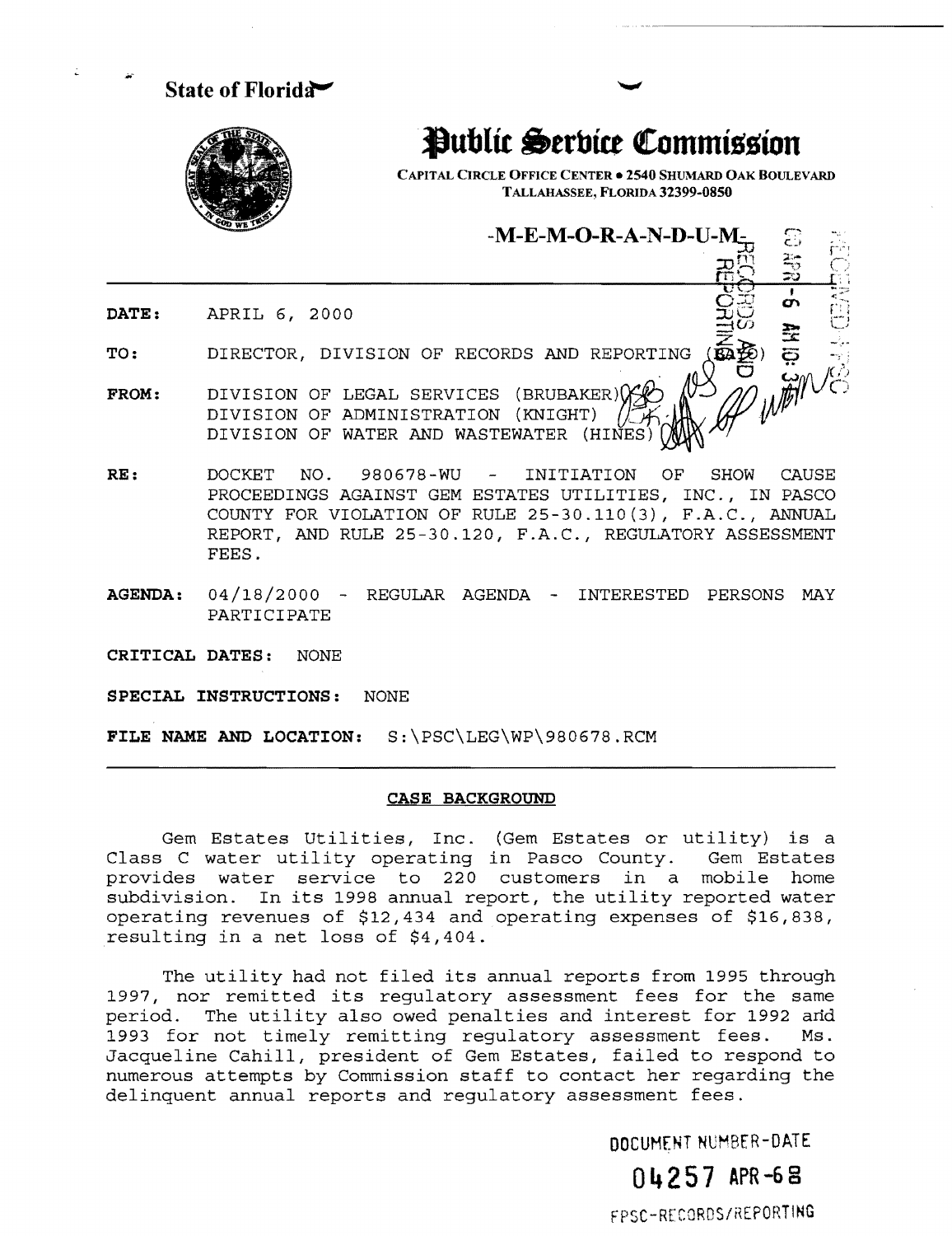State of Florida

# Public Service Commission

CAPITAL CIRCLE OFFICE CENTER • 2540 SHUMARD OAK BOULEVARD
TALLAHASSEE, FLORIDA 32399-0850

-M-E-M-O-R-A-N-D-U-M-

**DATE:** APRIL 6, 2000

**TO:** DIRECTOR, DIVISION OF RECORDS AND REPORTING (BAYO)

**FROM:** DIVISION OF LEGAL SERVICES (BRUBAKER)
DIVISION OF ADMINISTRATION (KNIGHT)
DIVISION OF WATER AND WASTEWATER (HINES)

**RE:** DOCKET NO. 980678-WU - INITIATION OF SHOW CAUSE PROCEEDINGS AGAINST GEM ESTATES UTILITIES, INC., IN PASCO COUNTY FOR VIOLATION OF RULE 25-30.110(3), F.A.C., ANNUAL REPORT, AND RULE 25-30.120, F.A.C., REGULATORY ASSESSMENT FEES.

**AGENDA:** 04/18/2000 - REGULAR AGENDA - INTERESTED PERSONS MAY PARTICIPATE

**CRITICAL DATES:** NONE

**SPECIAL INSTRUCTIONS:** NONE

**FILE NAME AND LOCATION:** S:\PSC\LEG\WP\980678.RCM

---

## CASE BACKGROUND

Gem Estates Utilities, Inc. (Gem Estates or utility) is a Class C water utility operating in Pasco County. Gem Estates provides water service to 220 customers in a mobile home subdivision. In its 1998 annual report, the utility reported water operating revenues of $12,434 and operating expenses of $16,838, resulting in a net loss of $4,404.

The utility had not filed its annual reports from 1995 through 1997, nor remitted its regulatory assessment fees for the same period. The utility also owed penalties and interest for 1992 and 1993 for not timely remitting regulatory assessment fees. Ms. Jacqueline Cahill, president of Gem Estates, failed to respond to numerous attempts by Commission staff to contact her regarding the delinquent annual reports and regulatory assessment fees.

DOCUMENT NUMBER-DATE
04257 APR-6 8
FPSC-RECORDS/REPORTING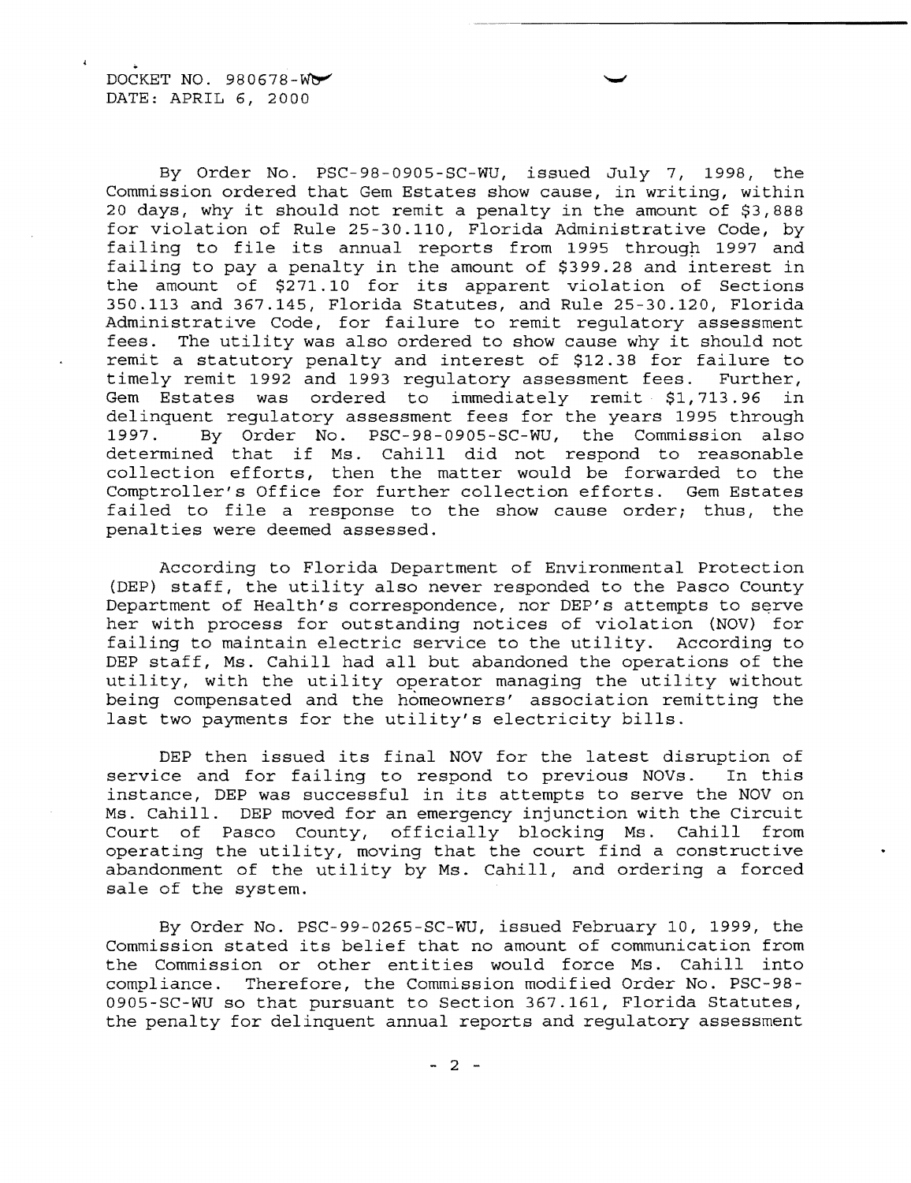DOCKET NO. 980678-WU
DATE: APRIL 6, 2000

By Order No. PSC-98-0905-SC-WU, issued July 7, 1998, the Commission ordered that Gem Estates show cause, in writing, within 20 days, why it should not remit a penalty in the amount of $3,888 for violation of Rule 25-30.110, Florida Administrative Code, by failing to file its annual reports from 1995 through 1997 and failing to pay a penalty in the amount of $399.28 and interest in the amount of $271.10 for its apparent violation of Sections 350.113 and 367.145, Florida Statutes, and Rule 25-30.120, Florida Administrative Code, for failure to remit regulatory assessment fees. The utility was also ordered to show cause why it should not remit a statutory penalty and interest of $12.38 for failure to timely remit 1992 and 1993 regulatory assessment fees. Further, Gem Estates was ordered to immediately remit $1,713.96 in delinquent regulatory assessment fees for the years 1995 through 1997. By Order No. PSC-98-0905-SC-WU, the Commission also determined that if Ms. Cahill did not respond to reasonable collection efforts, then the matter would be forwarded to the Comptroller's Office for further collection efforts. Gem Estates failed to file a response to the show cause order; thus, the penalties were deemed assessed.

According to Florida Department of Environmental Protection (DEP) staff, the utility also never responded to the Pasco County Department of Health's correspondence, nor DEP's attempts to serve her with process for outstanding notices of violation (NOV) for failing to maintain electric service to the utility. According to DEP staff, Ms. Cahill had all but abandoned the operations of the utility, with the utility operator managing the utility without being compensated and the homeowners' association remitting the last two payments for the utility's electricity bills.

DEP then issued its final NOV for the latest disruption of service and for failing to respond to previous NOVs. In this instance, DEP was successful in its attempts to serve the NOV on Ms. Cahill. DEP moved for an emergency injunction with the Circuit Court of Pasco County, officially blocking Ms. Cahill from operating the utility, moving that the court find a constructive abandonment of the utility by Ms. Cahill, and ordering a forced sale of the system.

By Order No. PSC-99-0265-SC-WU, issued February 10, 1999, the Commission stated its belief that no amount of communication from the Commission or other entities would force Ms. Cahill into compliance. Therefore, the Commission modified Order No. PSC-98-0905-SC-WU so that pursuant to Section 367.161, Florida Statutes, the penalty for delinquent annual reports and regulatory assessment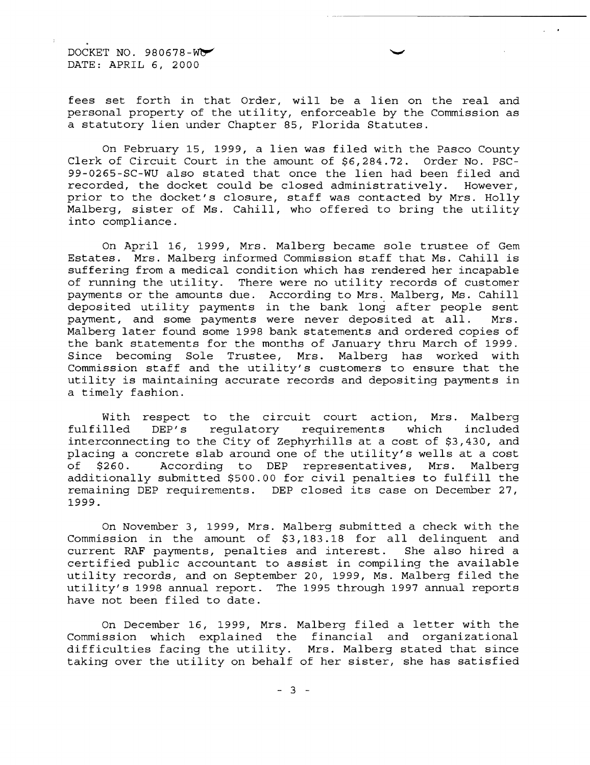fees set forth in that Order, will be a lien on the real and personal property of the utility, enforceable by the Commission as a statutory lien under Chapter 85, Florida Statutes.

On February 15, 1999, a lien was filed with the Pasco County Clerk of Circuit Court in the amount of $6,284.72. Order No. PSC-99-0265-SC-WU also stated that once the lien had been filed and recorded, the docket could be closed administratively. However, prior to the docket's closure, staff was contacted by Mrs. Holly Malberg, sister of Ms. Cahill, who offered to bring the utility into compliance.

On April 16, 1999, Mrs. Malberg became sole trustee of Gem Estates. Mrs. Malberg informed Commission staff that Ms. Cahill is suffering from a medical condition which has rendered her incapable of running the utility. There were no utility records of customer payments or the amounts due. According to Mrs. Malberg, Ms. Cahill deposited utility payments in the bank long after people sent payment, and some payments were never deposited at all. Mrs. Malberg later found some 1998 bank statements and ordered copies of the bank statements for the months of January thru March of 1999. Since becoming Sole Trustee, Mrs. Malberg has worked with Commission staff and the utility's customers to ensure that the utility is maintaining accurate records and depositing payments in a timely fashion.

With respect to the circuit court action, Mrs. Malberg fulfilled DEP's regulatory requirements which included interconnecting to the City of Zephyrhills at a cost of $3,430, and placing a concrete slab around one of the utility's wells at a cost of $260. According to DEP representatives, Mrs. Malberg additionally submitted $500.00 for civil penalties to fulfill the remaining DEP requirements. DEP closed its case on December 27, 1999.

On November 3, 1999, Mrs. Malberg submitted a check with the Commission in the amount of $3,183.18 for all delinquent and current RAF payments, penalties and interest. She also hired a certified public accountant to assist in compiling the available utility records, and on September 20, 1999, Ms. Malberg filed the utility's 1998 annual report. The 1995 through 1997 annual reports have not been filed to date.

On December 16, 1999, Mrs. Malberg filed a letter with the Commission which explained the financial and organizational difficulties facing the utility. Mrs. Malberg stated that since taking over the utility on behalf of her sister, she has satisfied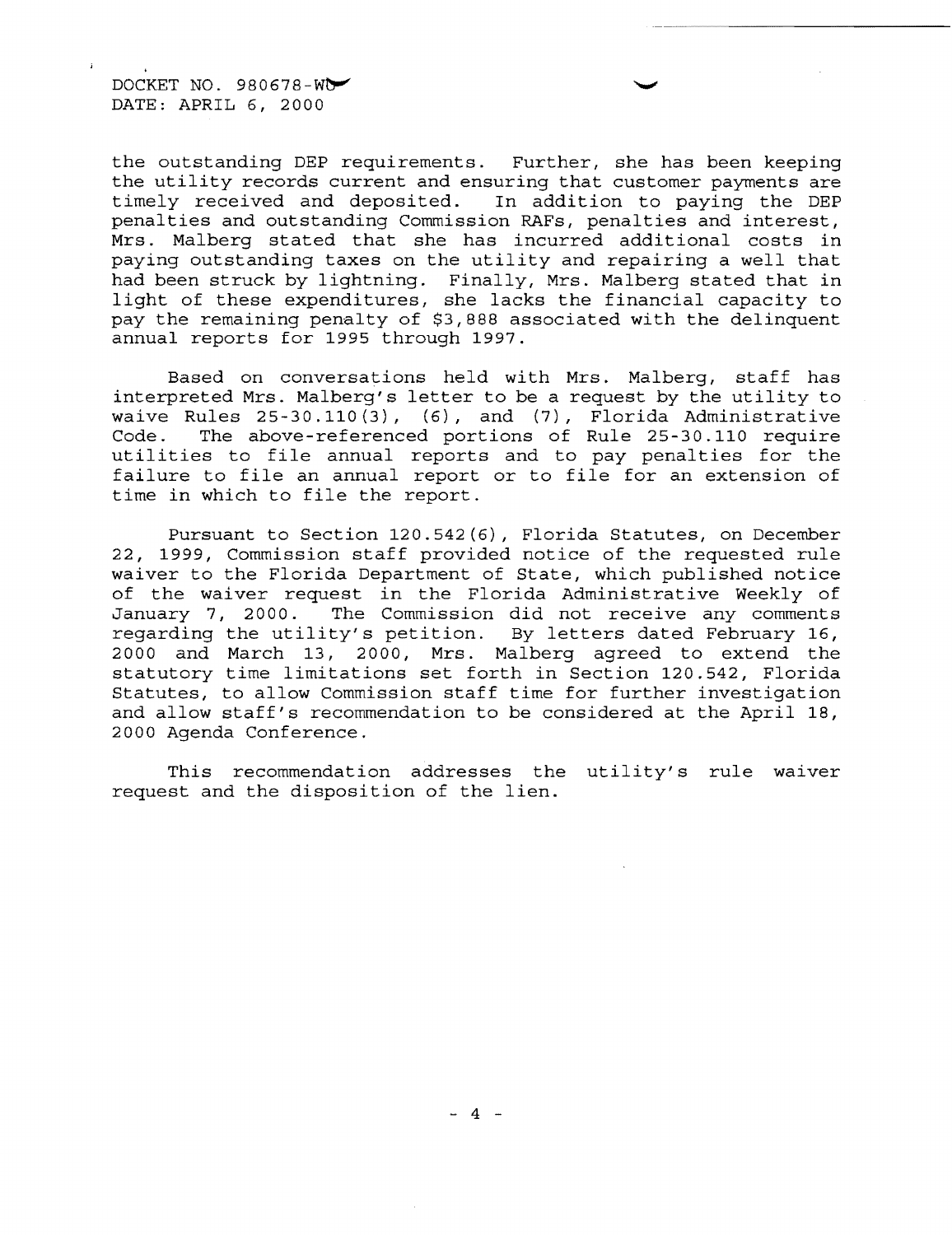the outstanding DEP requirements. Further, she has been keeping the utility records current and ensuring that customer payments are timely received and deposited. In addition to paying the DEP penalties and outstanding Commission RAFs, penalties and interest, Mrs. Malberg stated that she has incurred additional costs in paying outstanding taxes on the utility and repairing a well that had been struck by lightning. Finally, Mrs. Malberg stated that in light of these expenditures, she lacks the financial capacity to pay the remaining penalty of $3,888 associated with the delinquent annual reports for 1995 through 1997.

Based on conversations held with Mrs. Malberg, staff has interpreted Mrs. Malberg's letter to be a request by the utility to waive Rules 25-30.110(3), (6), and (7), Florida Administrative Code. The above-referenced portions of Rule 25-30.110 require utilities to file annual reports and to pay penalties for the failure to file an annual report or to file for an extension of time in which to file the report.

Pursuant to Section 120.542(6), Florida Statutes, on December 22, 1999, Commission staff provided notice of the requested rule waiver to the Florida Department of State, which published notice of the waiver request in the Florida Administrative Weekly of January 7, 2000. The Commission did not receive any comments regarding the utility's petition. By letters dated February 16, 2000 and March 13, 2000, Mrs. Malberg agreed to extend the statutory time limitations set forth in Section 120.542, Florida Statutes, to allow Commission staff time for further investigation and allow staff's recommendation to be considered at the April 18, 2000 Agenda Conference.

This recommendation addresses the utility's rule waiver request and the disposition of the lien.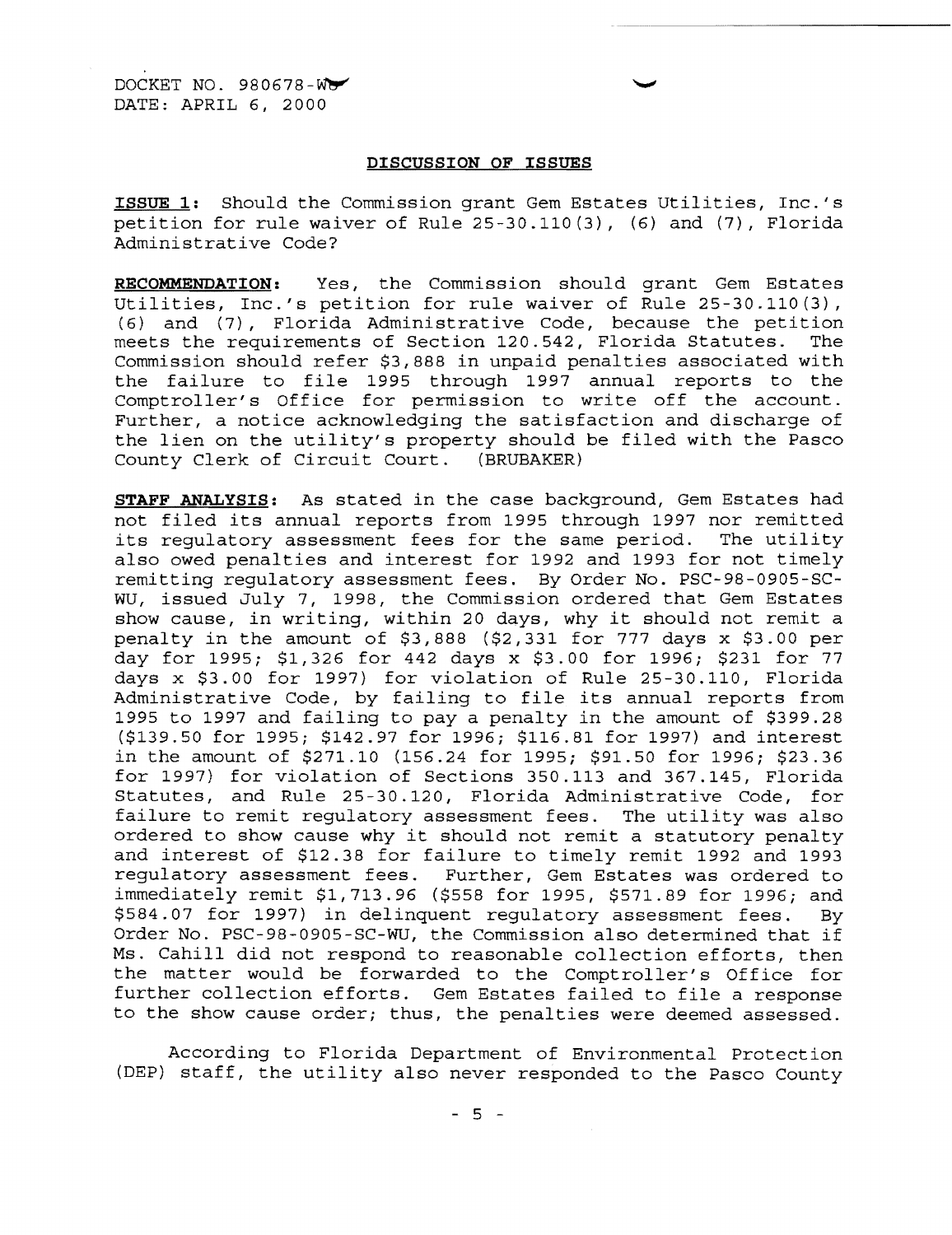DOCKET NO. 980678-WU
DATE: APRIL 6, 2000

**DISCUSSION OF ISSUES**

**ISSUE 1:** Should the Commission grant Gem Estates Utilities, Inc.'s petition for rule waiver of Rule 25-30.110(3), (6) and (7), Florida Administrative Code?

**RECOMMENDATION:** Yes, the Commission should grant Gem Estates Utilities, Inc.'s petition for rule waiver of Rule 25-30.110(3), (6) and (7), Florida Administrative Code, because the petition meets the requirements of Section 120.542, Florida Statutes. The Commission should refer $3,888 in unpaid penalties associated with the failure to file 1995 through 1997 annual reports to the Comptroller's Office for permission to write off the account. Further, a notice acknowledging the satisfaction and discharge of the lien on the utility's property should be filed with the Pasco County Clerk of Circuit Court. (BRUBAKER)

**STAFF ANALYSIS:** As stated in the case background, Gem Estates had not filed its annual reports from 1995 through 1997 nor remitted its regulatory assessment fees for the same period. The utility also owed penalties and interest for 1992 and 1993 for not timely remitting regulatory assessment fees. By Order No. PSC-98-0905-SC-WU, issued July 7, 1998, the Commission ordered that Gem Estates show cause, in writing, within 20 days, why it should not remit a penalty in the amount of $3,888 ($2,331 for 777 days x $3.00 per day for 1995; $1,326 for 442 days x $3.00 for 1996; $231 for 77 days x $3.00 for 1997) for violation of Rule 25-30.110, Florida Administrative Code, by failing to file its annual reports from 1995 to 1997 and failing to pay a penalty in the amount of $399.28 ($139.50 for 1995; $142.97 for 1996; $116.81 for 1997) and interest in the amount of $271.10 (156.24 for 1995; $91.50 for 1996; $23.36 for 1997) for violation of Sections 350.113 and 367.145, Florida Statutes, and Rule 25-30.120, Florida Administrative Code, for failure to remit regulatory assessment fees. The utility was also ordered to show cause why it should not remit a statutory penalty and interest of $12.38 for failure to timely remit 1992 and 1993 regulatory assessment fees. Further, Gem Estates was ordered to immediately remit $1,713.96 ($558 for 1995, $571.89 for 1996; and $584.07 for 1997) in delinquent regulatory assessment fees. By Order No. PSC-98-0905-SC-WU, the Commission also determined that if Ms. Cahill did not respond to reasonable collection efforts, then the matter would be forwarded to the Comptroller's Office for further collection efforts. Gem Estates failed to file a response to the show cause order; thus, the penalties were deemed assessed.

According to Florida Department of Environmental Protection (DEP) staff, the utility also never responded to the Pasco County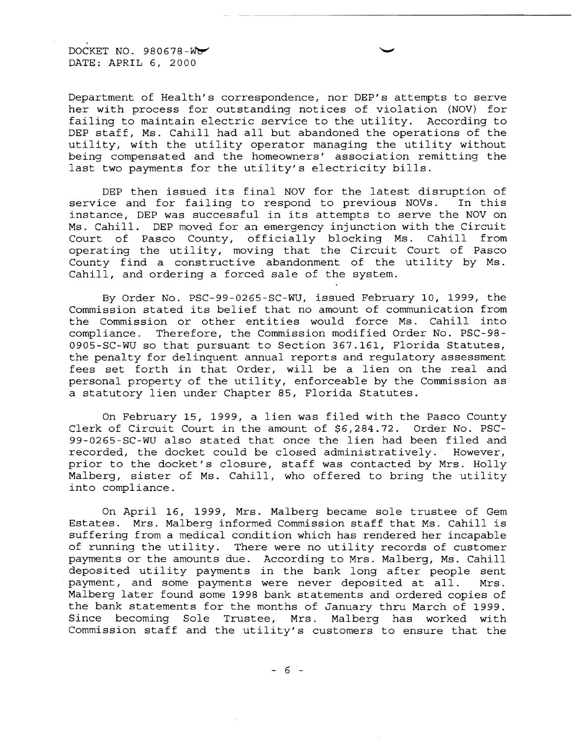Department of Health's correspondence, nor DEP's attempts to serve her with process for outstanding notices of violation (NOV) for failing to maintain electric service to the utility. According to DEP staff, Ms. Cahill had all but abandoned the operations of the utility, with the utility operator managing the utility without being compensated and the homeowners' association remitting the last two payments for the utility's electricity bills.

DEP then issued its final NOV for the latest disruption of service and for failing to respond to previous NOVs. In this instance, DEP was successful in its attempts to serve the NOV on Ms. Cahill. DEP moved for an emergency injunction with the Circuit Court of Pasco County, officially blocking Ms. Cahill from operating the utility, moving that the Circuit Court of Pasco County find a constructive abandonment of the utility by Ms. Cahill, and ordering a forced sale of the system.

By Order No. PSC-99-0265-SC-WU, issued February 10, 1999, the Commission stated its belief that no amount of communication from the Commission or other entities would force Ms. Cahill into compliance. Therefore, the Commission modified Order No. PSC-98-0905-SC-WU so that pursuant to Section 367.161, Florida Statutes, the penalty for delinquent annual reports and regulatory assessment fees set forth in that Order, will be a lien on the real and personal property of the utility, enforceable by the Commission as a statutory lien under Chapter 85, Florida Statutes.

On February 15, 1999, a lien was filed with the Pasco County Clerk of Circuit Court in the amount of $6,284.72. Order No. PSC-99-0265-SC-WU also stated that once the lien had been filed and recorded, the docket could be closed administratively. However, prior to the docket's closure, staff was contacted by Mrs. Holly Malberg, sister of Ms. Cahill, who offered to bring the utility into compliance.

On April 16, 1999, Mrs. Malberg became sole trustee of Gem Estates. Mrs. Malberg informed Commission staff that Ms. Cahill is suffering from a medical condition which has rendered her incapable of running the utility. There were no utility records of customer payments or the amounts due. According to Mrs. Malberg, Ms. Cahill deposited utility payments in the bank long after people sent payment, and some payments were never deposited at all. Mrs. Malberg later found some 1998 bank statements and ordered copies of the bank statements for the months of January thru March of 1999. Since becoming Sole Trustee, Mrs. Malberg has worked with Commission staff and the utility's customers to ensure that the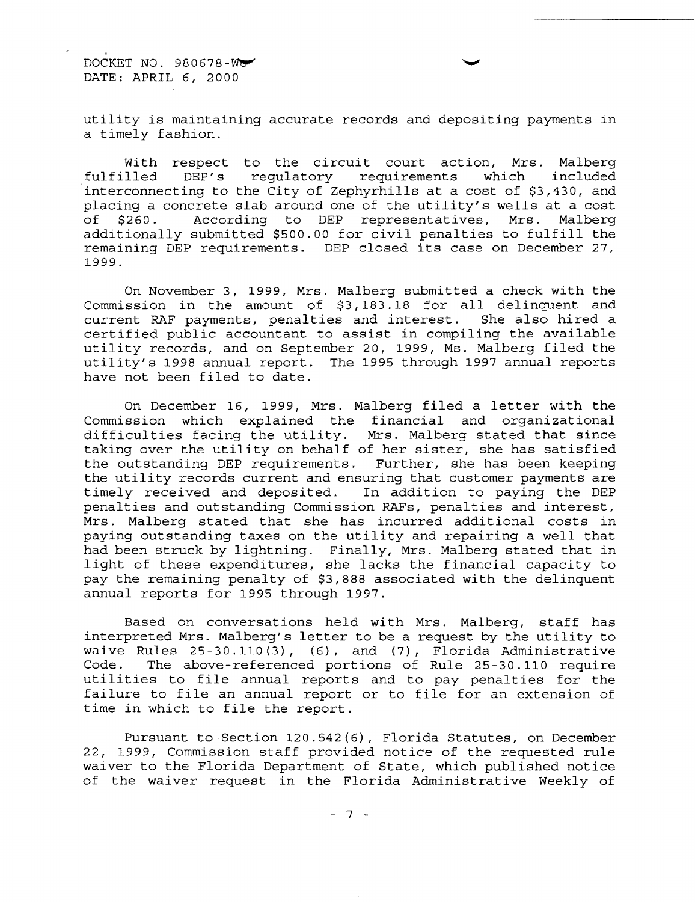utility is maintaining accurate records and depositing payments in a timely fashion.

With respect to the circuit court action, Mrs. Malberg fulfilled DEP's regulatory requirements which included interconnecting to the City of Zephyrhills at a cost of $3,430, and placing a concrete slab around one of the utility's wells at a cost of $260. According to DEP representatives, Mrs. Malberg additionally submitted $500.00 for civil penalties to fulfill the remaining DEP requirements. DEP closed its case on December 27, 1999.

On November 3, 1999, Mrs. Malberg submitted a check with the Commission in the amount of $3,183.18 for all delinquent and current RAF payments, penalties and interest. She also hired a certified public accountant to assist in compiling the available utility records, and on September 20, 1999, Ms. Malberg filed the utility's 1998 annual report. The 1995 through 1997 annual reports have not been filed to date.

On December 16, 1999, Mrs. Malberg filed a letter with the Commission which explained the financial and organizational difficulties facing the utility. Mrs. Malberg stated that since taking over the utility on behalf of her sister, she has satisfied the outstanding DEP requirements. Further, she has been keeping the utility records current and ensuring that customer payments are timely received and deposited. In addition to paying the DEP penalties and outstanding Commission RAFs, penalties and interest, Mrs. Malberg stated that she has incurred additional costs in paying outstanding taxes on the utility and repairing a well that had been struck by lightning. Finally, Mrs. Malberg stated that in light of these expenditures, she lacks the financial capacity to pay the remaining penalty of $3,888 associated with the delinquent annual reports for 1995 through 1997.

Based on conversations held with Mrs. Malberg, staff has interpreted Mrs. Malberg's letter to be a request by the utility to waive Rules 25-30.110(3), (6), and (7), Florida Administrative Code. The above-referenced portions of Rule 25-30.110 require utilities to file annual reports and to pay penalties for the failure to file an annual report or to file for an extension of time in which to file the report.

Pursuant to Section 120.542(6), Florida Statutes, on December 22, 1999, Commission staff provided notice of the requested rule waiver to the Florida Department of State, which published notice of the waiver request in the Florida Administrative Weekly of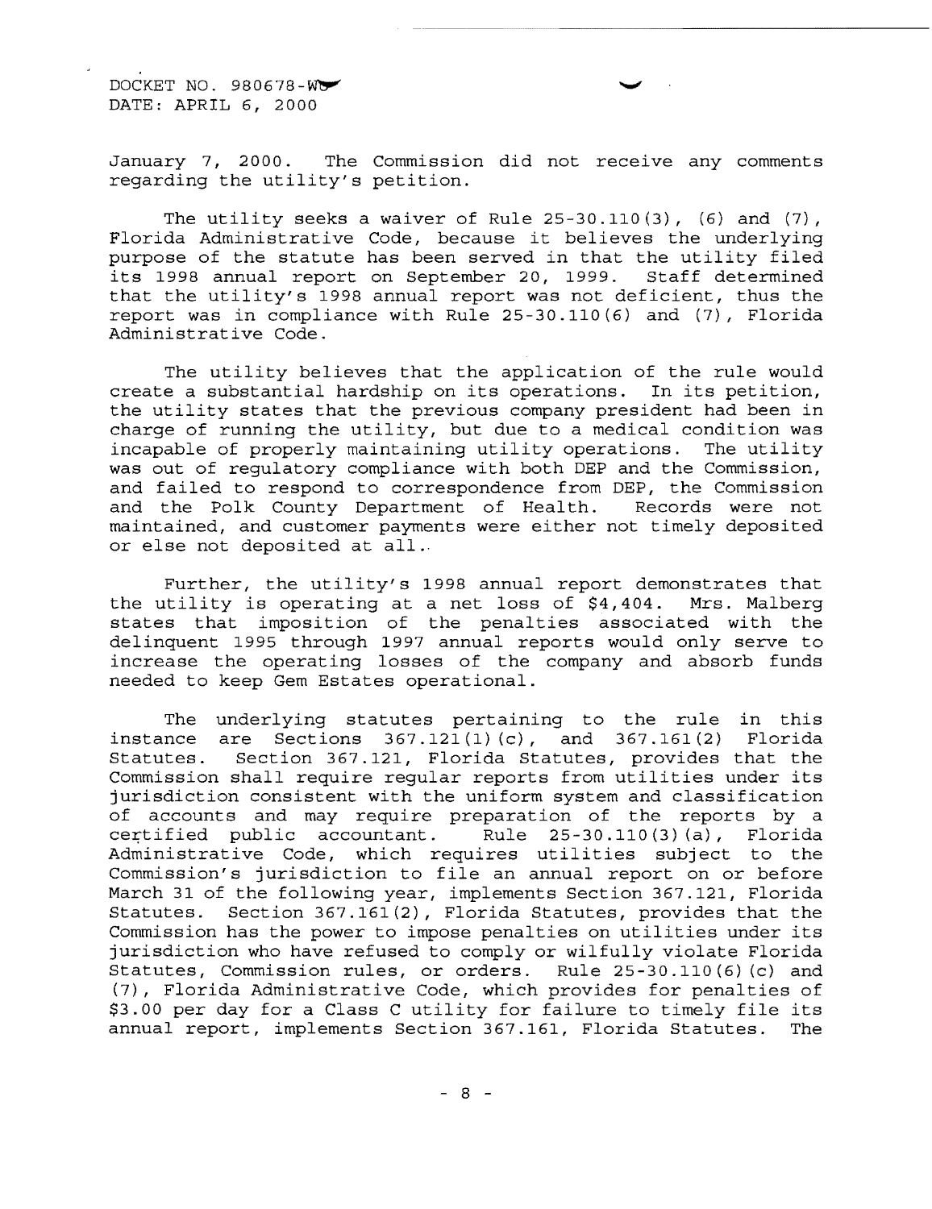January 7, 2000. The Commission did not receive any comments regarding the utility's petition.

The utility seeks a waiver of Rule 25-30.110(3), (6) and (7), Florida Administrative Code, because it believes the underlying purpose of the statute has been served in that the utility filed its 1998 annual report on September 20, 1999. Staff determined that the utility's 1998 annual report was not deficient, thus the report was in compliance with Rule 25-30.110(6) and (7), Florida Administrative Code.

The utility believes that the application of the rule would create a substantial hardship on its operations. In its petition, the utility states that the previous company president had been in charge of running the utility, but due to a medical condition was incapable of properly maintaining utility operations. The utility was out of regulatory compliance with both DEP and the Commission, and failed to respond to correspondence from DEP, the Commission and the Polk County Department of Health. Records were not maintained, and customer payments were either not timely deposited or else not deposited at all.

Further, the utility's 1998 annual report demonstrates that the utility is operating at a net loss of $4,404. Mrs. Malberg states that imposition of the penalties associated with the delinquent 1995 through 1997 annual reports would only serve to increase the operating losses of the company and absorb funds needed to keep Gem Estates operational.

The underlying statutes pertaining to the rule in this instance are Sections 367.121(1)(c), and 367.161(2) Florida Statutes. Section 367.121, Florida Statutes, provides that the Commission shall require regular reports from utilities under its jurisdiction consistent with the uniform system and classification of accounts and may require preparation of the reports by a certified public accountant. Rule 25-30.110(3)(a), Florida Administrative Code, which requires utilities subject to the Commission's jurisdiction to file an annual report on or before March 31 of the following year, implements Section 367.121, Florida Statutes. Section 367.161(2), Florida Statutes, provides that the Commission has the power to impose penalties on utilities under its jurisdiction who have refused to comply or wilfully violate Florida Statutes, Commission rules, or orders. Rule 25-30.110(6)(c) and (7), Florida Administrative Code, which provides for penalties of $3.00 per day for a Class C utility for failure to timely file its annual report, implements Section 367.161, Florida Statutes. The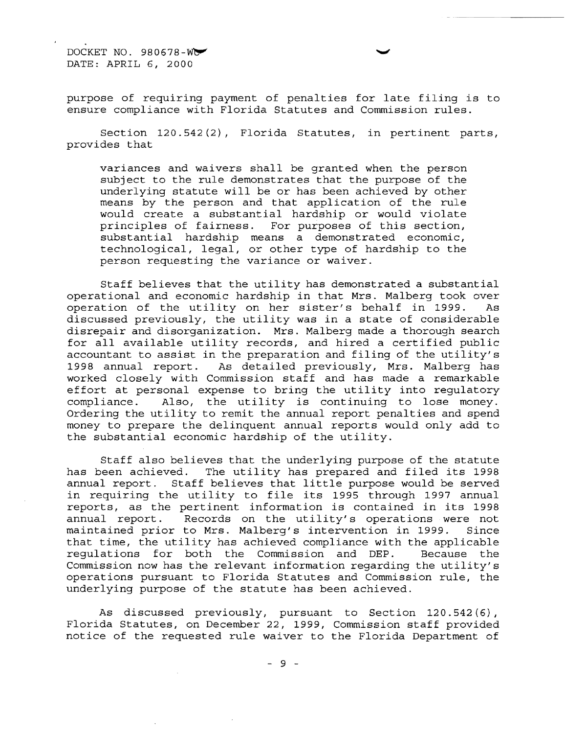purpose of requiring payment of penalties for late filing is to ensure compliance with Florida Statutes and Commission rules.

Section 120.542(2), Florida Statutes, in pertinent parts, provides that

> variances and waivers shall be granted when the person subject to the rule demonstrates that the purpose of the underlying statute will be or has been achieved by other means by the person and that application of the rule would create a substantial hardship or would violate principles of fairness. For purposes of this section, substantial hardship means a demonstrated economic, technological, legal, or other type of hardship to the person requesting the variance or waiver.

Staff believes that the utility has demonstrated a substantial operational and economic hardship in that Mrs. Malberg took over operation of the utility on her sister's behalf in 1999. As discussed previously, the utility was in a state of considerable disrepair and disorganization. Mrs. Malberg made a thorough search for all available utility records, and hired a certified public accountant to assist in the preparation and filing of the utility's 1998 annual report. As detailed previously, Mrs. Malberg has worked closely with Commission staff and has made a remarkable effort at personal expense to bring the utility into regulatory compliance. Also, the utility is continuing to lose money. Ordering the utility to remit the annual report penalties and spend money to prepare the delinquent annual reports would only add to the substantial economic hardship of the utility.

Staff also believes that the underlying purpose of the statute has been achieved. The utility has prepared and filed its 1998 annual report. Staff believes that little purpose would be served in requiring the utility to file its 1995 through 1997 annual reports, as the pertinent information is contained in its 1998 annual report. Records on the utility's operations were not maintained prior to Mrs. Malberg's intervention in 1999. Since that time, the utility has achieved compliance with the applicable regulations for both the Commission and DEP. Because the Commission now has the relevant information regarding the utility's operations pursuant to Florida Statutes and Commission rule, the underlying purpose of the statute has been achieved.

As discussed previously, pursuant to Section 120.542(6), Florida Statutes, on December 22, 1999, Commission staff provided notice of the requested rule waiver to the Florida Department of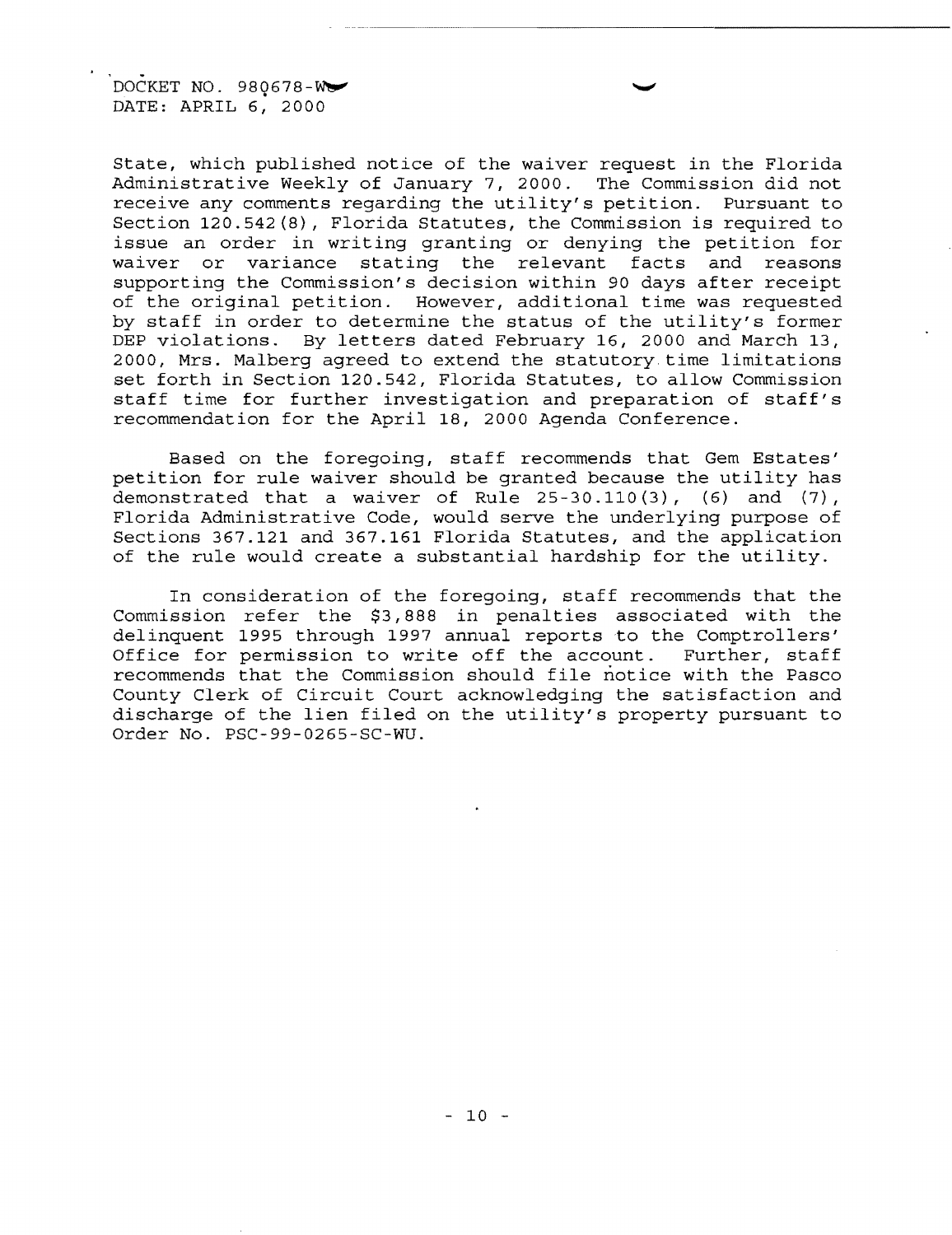State, which published notice of the waiver request in the Florida Administrative Weekly of January 7, 2000. The Commission did not receive any comments regarding the utility's petition. Pursuant to Section 120.542(8), Florida Statutes, the Commission is required to issue an order in writing granting or denying the petition for waiver or variance stating the relevant facts and reasons supporting the Commission's decision within 90 days after receipt of the original petition. However, additional time was requested by staff in order to determine the status of the utility's former DEP violations. By letters dated February 16, 2000 and March 13, 2000, Mrs. Malberg agreed to extend the statutory time limitations set forth in Section 120.542, Florida Statutes, to allow Commission staff time for further investigation and preparation of staff's recommendation for the April 18, 2000 Agenda Conference.

Based on the foregoing, staff recommends that Gem Estates' petition for rule waiver should be granted because the utility has demonstrated that a waiver of Rule 25-30.110(3), (6) and (7), Florida Administrative Code, would serve the underlying purpose of Sections 367.121 and 367.161 Florida Statutes, and the application of the rule would create a substantial hardship for the utility.

In consideration of the foregoing, staff recommends that the Commission refer the $3,888 in penalties associated with the delinquent 1995 through 1997 annual reports to the Comptrollers' Office for permission to write off the account. Further, staff recommends that the Commission should file notice with the Pasco County Clerk of Circuit Court acknowledging the satisfaction and discharge of the lien filed on the utility's property pursuant to Order No. PSC-99-0265-SC-WU.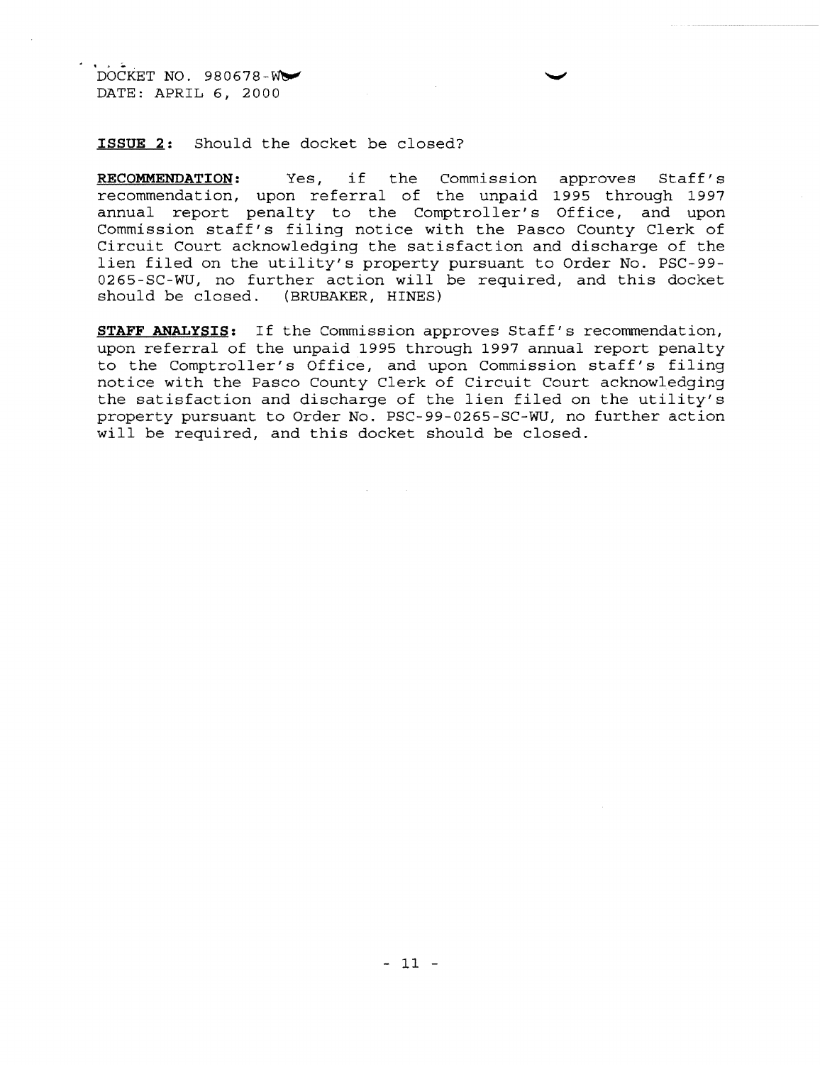**ISSUE 2:** Should the docket be closed?

**RECOMMENDATION:** Yes, if the Commission approves Staff's recommendation, upon referral of the unpaid 1995 through 1997 annual report penalty to the Comptroller's Office, and upon Commission staff's filing notice with the Pasco County Clerk of Circuit Court acknowledging the satisfaction and discharge of the lien filed on the utility's property pursuant to Order No. PSC-99-0265-SC-WU, no further action will be required, and this docket should be closed. (BRUBAKER, HINES)

**STAFF ANALYSIS:** If the Commission approves Staff's recommendation, upon referral of the unpaid 1995 through 1997 annual report penalty to the Comptroller's Office, and upon Commission staff's filing notice with the Pasco County Clerk of Circuit Court acknowledging the satisfaction and discharge of the lien filed on the utility's property pursuant to Order No. PSC-99-0265-SC-WU, no further action will be required, and this docket should be closed.